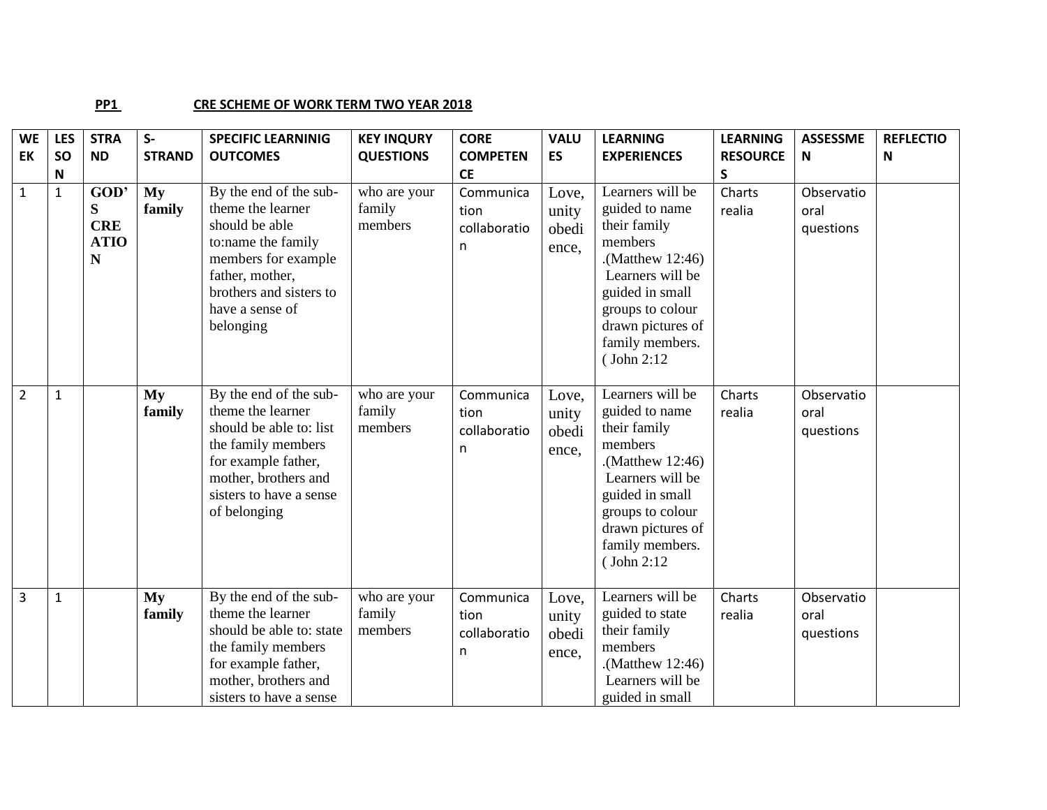**PP1** **CRE SCHEME OF WORK TERM TWO YEAR 2018**

| WEEK | LESSON | STRAND | S-STRAND | SPECIFIC LEARNINIG OUTCOMES | KEY INQURY QUESTIONS | CORE COMPETENCE | VALUES | LEARNING EXPERIENCES | LEARNING RESOURCES | ASSESSMEN | REFLECTION |
|---|---|---|---|---|---|---|---|---|---|---|---|
| 1 | 1 | **GOD'S CREATION** | **My family** | By the end of the sub-theme the learner should be able to:name the family members for example father, mother, brothers and sisters to have a sense of belonging | who are your family members | Communication collaboration | Love, unity obedience, | Learners will be guided to name their family members .(Matthew 12:46) Learners will be guided in small groups to colour drawn pictures of family members. ( John 2:12 | Charts realia | Observatio oral questions | |
| 2 | 1 | | **My family** | By the end of the sub-theme the learner should be able to: list the family members for example father, mother, brothers and sisters to have a sense of belonging | who are your family members | Communication collaboration | Love, unity obedience, | Learners will be guided to name their family members .(Matthew 12:46) Learners will be guided in small groups to colour drawn pictures of family members. ( John 2:12 | Charts realia | Observatio oral questions | |
| 3 | 1 | | **My family** | By the end of the sub-theme the learner should be able to: state the family members for example father, mother, brothers and sisters to have a sense | who are your family members | Communication collaboration | Love, unity obedience, | Learners will be guided to state their family members .(Matthew 12:46) Learners will be guided in small | Charts realia | Observatio oral questions | |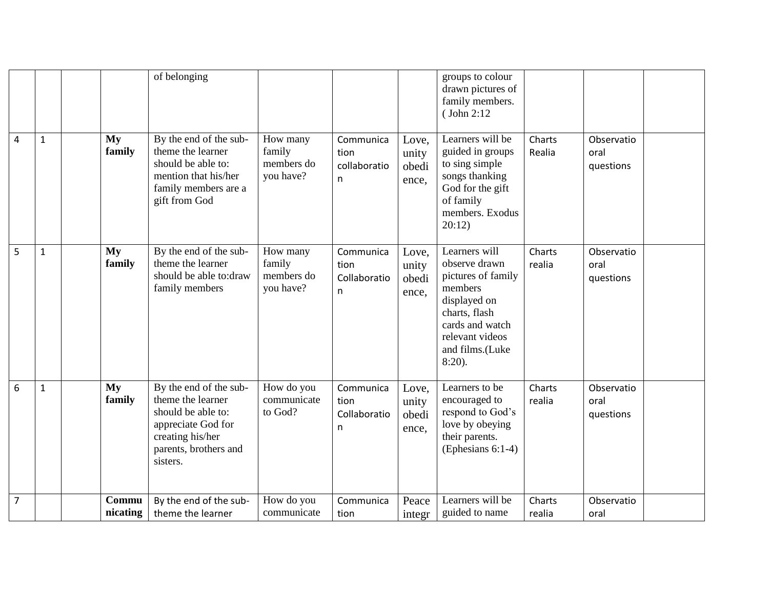| | | | | | | | | | | | |
|---|---|---|---|---|---|---|---|---|---|---|---|
| | | | | of belonging | | | | groups to colour drawn pictures of family members. ( John 2:12 | | | |
| 4 | 1 | | **My family** | By the end of the sub-theme the learner should be able to: mention that his/her family members are a gift from God | How many family members do you have? | Communication collaboration | Love, unity obedience, | Learners will be guided in groups to sing simple songs thanking God for the gift of family members. Exodus 20:12) | Charts Realia | Observatio oral questions | |
| 5 | 1 | | **My family** | By the end of the sub-theme the learner should be able to:draw family members | How many family members do you have? | Communication Collaboration | Love, unity obedience, | Learners will observe drawn pictures of family members displayed on charts, flash cards and watch relevant videos and films.(Luke 8:20). | Charts realia | Observatio oral questions | |
| 6 | 1 | | **My family** | By the end of the sub-theme the learner should be able to: appreciate God for creating his/her parents, brothers and sisters. | How do you communicate to God? | Communication Collaboration | Love, unity obedience, | Learners to be encouraged to respond to God's love by obeying their parents. (Ephesians 6:1-4) | Charts realia | Observatio oral questions | |
| 7 | | | **Communicating** | By the end of the sub-theme the learner | How do you communicate | Communication | Peace integr | Learners will be guided to name | Charts realia | Observatio oral | |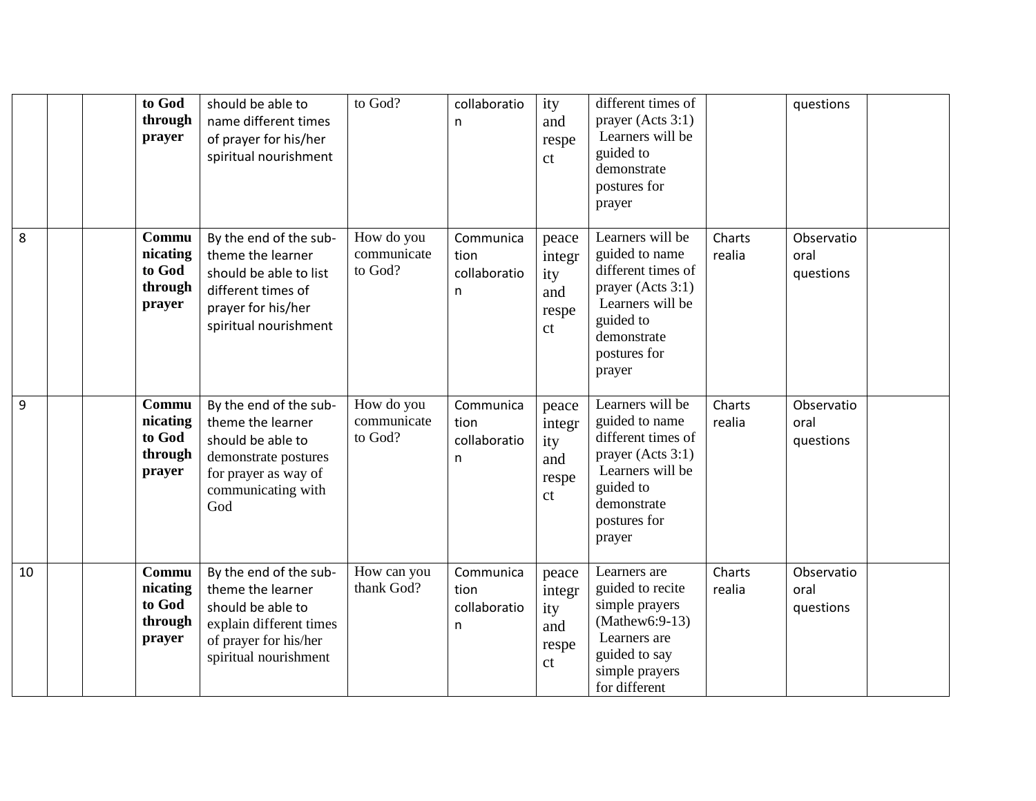|  |  |  |  |  |  |  |  |  |  |  |  |
|---|---|---|---|---|---|---|---|---|---|---|---|
|  |  |  | **to God through prayer** | should be able to name different times of prayer for his/her spiritual nourishment | to God? | collaboration | ity and respect | different times of prayer (Acts 3:1) Learners will be guided to demonstrate postures for prayer |  | questions |  |
| 8 |  |  | **Communicating to God through prayer** | By the end of the sub-theme the learner should be able to list different times of prayer for his/her spiritual nourishment | How do you communicate to God? | Communication collaboration | peace integrity and respect | Learners will be guided to name different times of prayer (Acts 3:1) Learners will be guided to demonstrate postures for prayer | Charts realia | Observatio oral questions |  |
| 9 |  |  | **Communicating to God through prayer** | By the end of the sub-theme the learner should be able to demonstrate postures for prayer as way of communicating with God | How do you communicate to God? | Communication collaboration | peace integrity and respect | Learners will be guided to name different times of prayer (Acts 3:1) Learners will be guided to demonstrate postures for prayer | Charts realia | Observatio oral questions |  |
| 10 |  |  | **Communicating to God through prayer** | By the end of the sub-theme the learner should be able to explain different times of prayer for his/her spiritual nourishment | How can you thank God? | Communication collaboration | peace integrity and respect | Learners are guided to recite simple prayers (Mathew6:9-13) Learners are guided to say simple prayers for different | Charts realia | Observatio oral questions |  |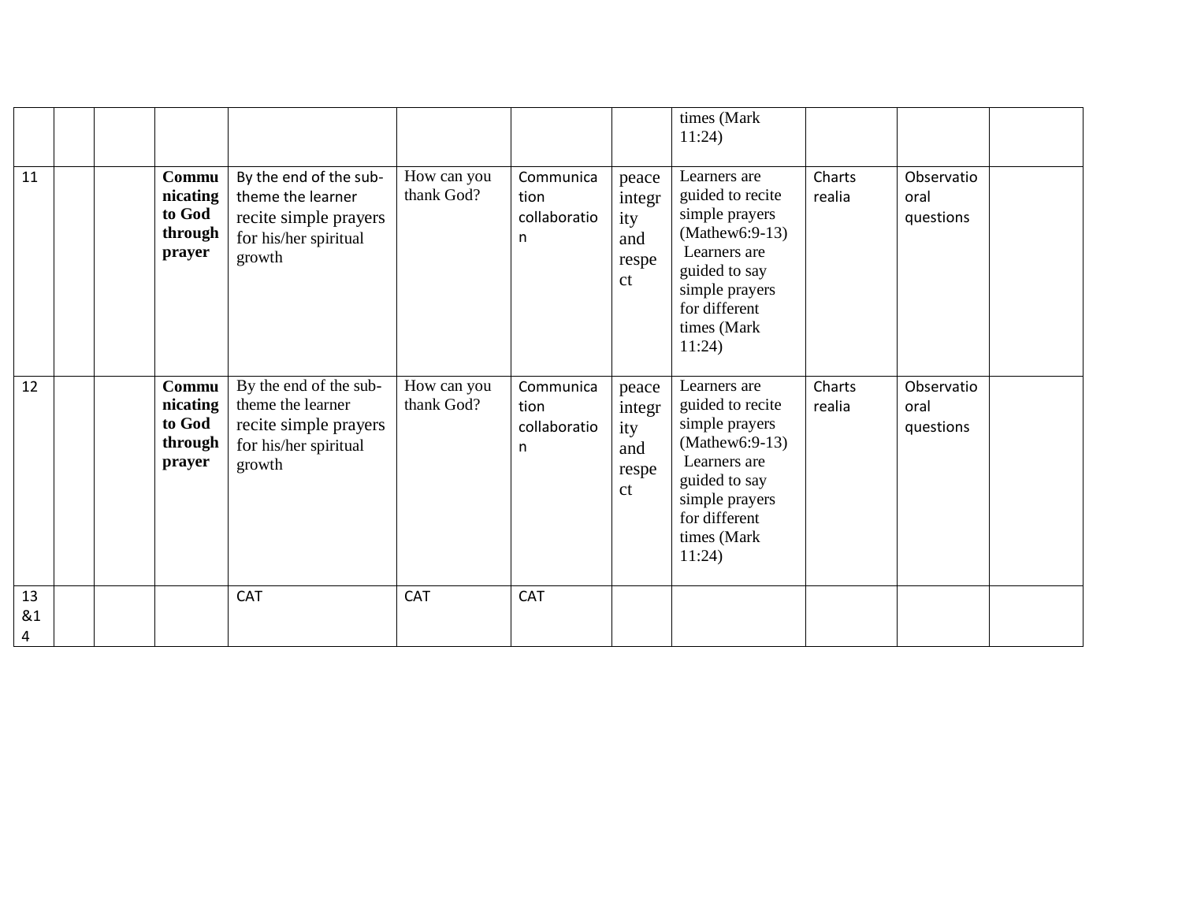| | | | | | | | | | | | |
|---|---|---|---|---|---|---|---|---|---|---|---|
| | | | | | | | | times (Mark 11:24) | | | |
| 11 | | | **Communicating to God through prayer** | By the end of the sub-theme the learner recite simple prayers for his/her spiritual growth | How can you thank God? | Communication collaboration | peace integrity and respect | Learners are guided to recite simple prayers (Mathew6:9-13) Learners are guided to say simple prayers for different times (Mark 11:24) | Charts realia | Observatio oral questions | |
| 12 | | | **Communicating to God through prayer** | By the end of the sub-theme the learner recite simple prayers for his/her spiritual growth | How can you thank God? | Communication collaboration | peace integrity and respect | Learners are guided to recite simple prayers (Mathew6:9-13) Learners are guided to say simple prayers for different times (Mark 11:24) | Charts realia | Observatio oral questions | |
| 13 &14 | | | | CAT | CAT | CAT | | | | | |